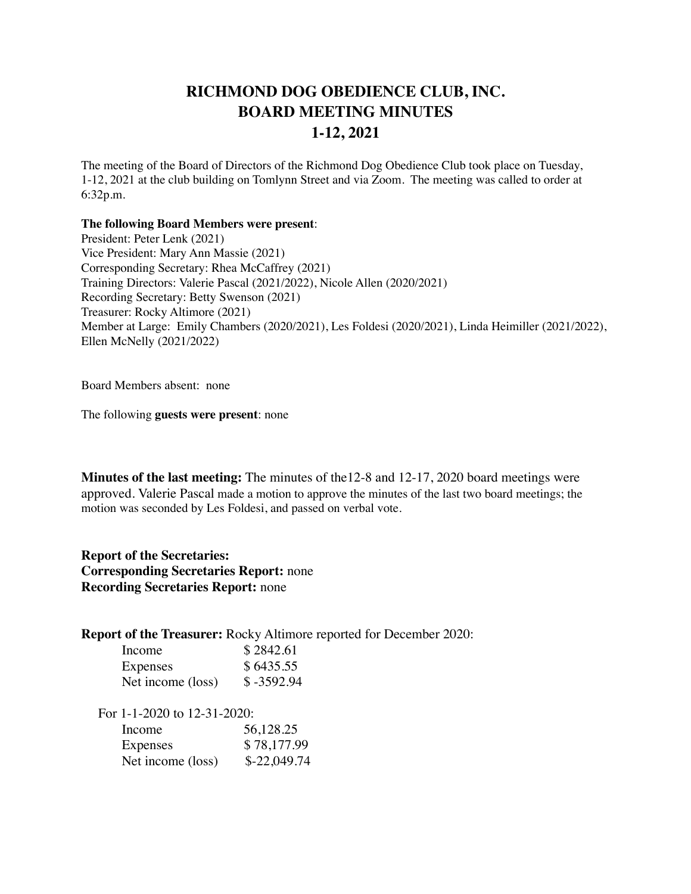# RICHMOND DOG OBEDIENCE CLUB, INC.
# BOARD MEETING MINUTES
# 1-12, 2021

The meeting of the Board of Directors of the Richmond Dog Obedience Club took place on Tuesday, 1-12, 2021 at the club building on Tomlynn Street and via Zoom. The meeting was called to order at 6:32p.m.

**The following Board Members were present**:
President: Peter Lenk (2021)
Vice President: Mary Ann Massie (2021)
Corresponding Secretary: Rhea McCaffrey (2021)
Training Directors: Valerie Pascal (2021/2022), Nicole Allen (2020/2021)
Recording Secretary: Betty Swenson (2021)
Treasurer: Rocky Altimore (2021)
Member at Large: Emily Chambers (2020/2021), Les Foldesi (2020/2021), Linda Heimiller (2021/2022), Ellen McNelly (2021/2022)

Board Members absent: none

The following **guests were present**: none

**Minutes of the last meeting:** The minutes of the12-8 and 12-17, 2020 board meetings were approved. Valerie Pascal made a motion to approve the minutes of the last two board meetings; the motion was seconded by Les Foldesi, and passed on verbal vote.

**Report of the Secretaries:**
**Corresponding Secretaries Report:** none
**Recording Secretaries Report:** none

**Report of the Treasurer:** Rocky Altimore reported for December 2020:

| | |
|---|---|
| Income | $ 2842.61 |
| Expenses | $ 6435.55 |
| Net income (loss) | $ -3592.94 |

For 1-1-2020 to 12-31-2020:

| | |
|---|---|
| Income | 56,128.25 |
| Expenses | $ 78,177.99 |
| Net income (loss) | $-22,049.74 |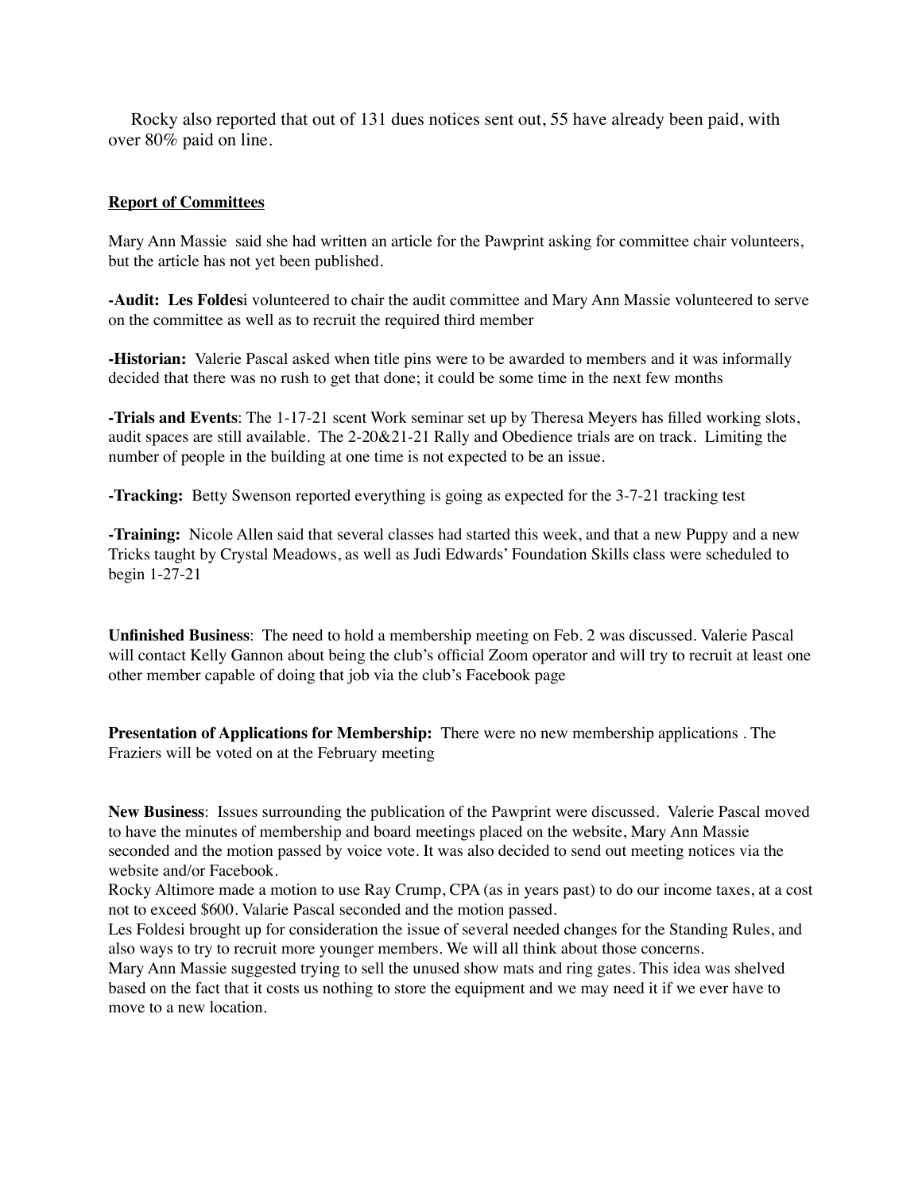Rocky also reported that out of 131 dues notices sent out, 55 have already been paid, with over 80% paid on line.

**Report of Committees**

Mary Ann Massie said she had written an article for the Pawprint asking for committee chair volunteers, but the article has not yet been published.

**-Audit: Les Foldes**i volunteered to chair the audit committee and Mary Ann Massie volunteered to serve on the committee as well as to recruit the required third member

**-Historian:** Valerie Pascal asked when title pins were to be awarded to members and it was informally decided that there was no rush to get that done; it could be some time in the next few months

**-Trials and Events**: The 1-17-21 scent Work seminar set up by Theresa Meyers has filled working slots, audit spaces are still available. The 2-20&21-21 Rally and Obedience trials are on track. Limiting the number of people in the building at one time is not expected to be an issue.

**-Tracking:** Betty Swenson reported everything is going as expected for the 3-7-21 tracking test

**-Training:** Nicole Allen said that several classes had started this week, and that a new Puppy and a new Tricks taught by Crystal Meadows, as well as Judi Edwards' Foundation Skills class were scheduled to begin 1-27-21

**Unfinished Business**: The need to hold a membership meeting on Feb. 2 was discussed. Valerie Pascal will contact Kelly Gannon about being the club's official Zoom operator and will try to recruit at least one other member capable of doing that job via the club's Facebook page

**Presentation of Applications for Membership:** There were no new membership applications . The Fraziers will be voted on at the February meeting

**New Business**: Issues surrounding the publication of the Pawprint were discussed. Valerie Pascal moved to have the minutes of membership and board meetings placed on the website, Mary Ann Massie seconded and the motion passed by voice vote. It was also decided to send out meeting notices via the website and/or Facebook.
Rocky Altimore made a motion to use Ray Crump, CPA (as in years past) to do our income taxes, at a cost not to exceed $600. Valarie Pascal seconded and the motion passed.
Les Foldesi brought up for consideration the issue of several needed changes for the Standing Rules, and also ways to try to recruit more younger members. We will all think about those concerns.
Mary Ann Massie suggested trying to sell the unused show mats and ring gates. This idea was shelved based on the fact that it costs us nothing to store the equipment and we may need it if we ever have to move to a new location.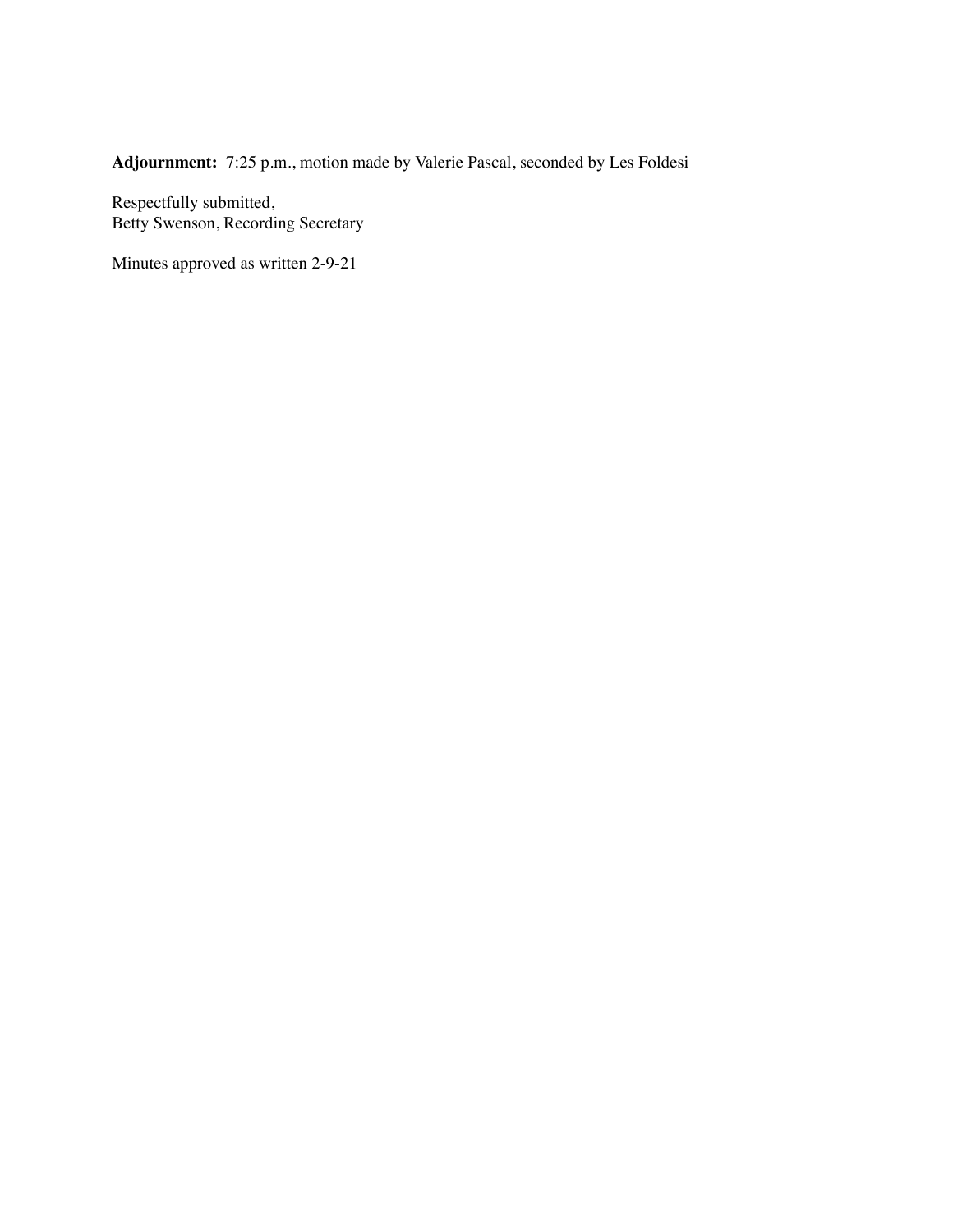**Adjournment:** 7:25 p.m., motion made by Valerie Pascal, seconded by Les Foldesi

Respectfully submitted,
Betty Swenson, Recording Secretary

Minutes approved as written 2-9-21